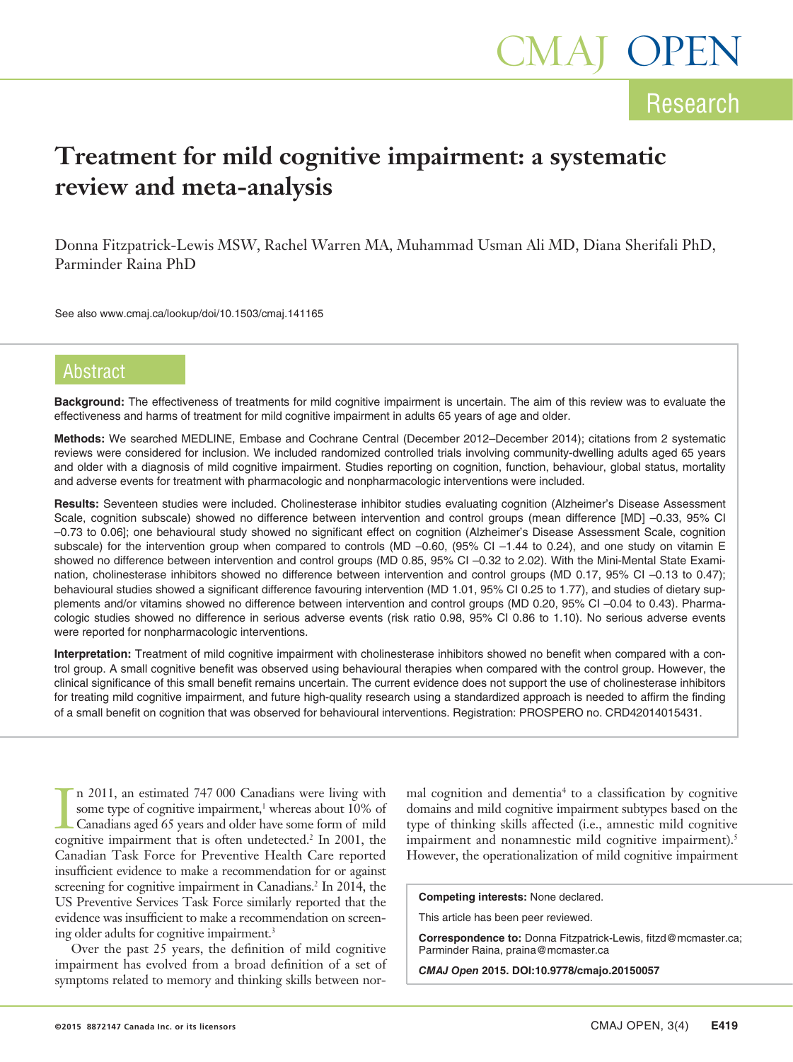Research

# Treatment for mild cognitive impairment: a systematic review and meta-analysis

Donna Fitzpatrick-Lewis MSW, Rachel Warren MA, Muhammad Usman Ali MD, Diana Sherifali PhD, Parminder Raina PhD

See also www.cmaj.ca/lookup/doi/10.1503/cmaj.141165

## Abstract

**Background:** The effectiveness of treatments for mild cognitive impairment is uncertain. The aim of this review was to evaluate the effectiveness and harms of treatment for mild cognitive impairment in adults 65 years of age and older.

**Methods:** We searched MEDLINE, Embase and Cochrane Central (December 2012–December 2014); citations from 2 systematic reviews were considered for inclusion. We included randomized controlled trials involving community-dwelling adults aged 65 years and older with a diagnosis of mild cognitive impairment. Studies reporting on cognition, function, behaviour, global status, mortality and adverse events for treatment with pharmacologic and nonpharmacologic interventions were included.

**Results:** Seventeen studies were included. Cholinesterase inhibitor studies evaluating cognition (Alzheimer's Disease Assessment Scale, cognition subscale) showed no difference between intervention and control groups (mean difference [MD] –0.33, 95% CI –0.73 to 0.06]; one behavioural study showed no significant effect on cognition (Alzheimer's Disease Assessment Scale, cognition subscale) for the intervention group when compared to controls (MD –0.60, (95% CI –1.44 to 0.24), and one study on vitamin E showed no difference between intervention and control groups (MD 0.85, 95% CI –0.32 to 2.02). With the Mini-Mental State Examination, cholinesterase inhibitors showed no difference between intervention and control groups (MD 0.17, 95% CI –0.13 to 0.47); behavioural studies showed a significant difference favouring intervention (MD 1.01, 95% CI 0.25 to 1.77), and studies of dietary supplements and/or vitamins showed no difference between intervention and control groups (MD 0.20, 95% CI –0.04 to 0.43). Pharmacologic studies showed no difference in serious adverse events (risk ratio 0.98, 95% CI 0.86 to 1.10). No serious adverse events were reported for nonpharmacologic interventions.

**Interpretation:** Treatment of mild cognitive impairment with cholinesterase inhibitors showed no benefit when compared with a control group. A small cognitive benefit was observed using behavioural therapies when compared with the control group. However, the clinical significance of this small benefit remains uncertain. The current evidence does not support the use of cholinesterase inhibitors for treating mild cognitive impairment, and future high-quality research using a standardized approach is needed to affirm the finding of a small benefit on cognition that was observed for behavioural interventions. Registration: PROSPERO no. CRD42014015431.

In 2011, an estimated 747 000 Canadians were living with some type of cognitive impairment,[1] whereas about 10% of Canadians aged 65 years and older have some form of mild cognitive impairment that is often undetected.[2] In 2001, the Canadian Task Force for Preventive Health Care reported insufficient evidence to make a recommendation for or against screening for cognitive impairment in Canadians.[2] In 2014, the US Preventive Services Task Force similarly reported that the evidence was insufficient to make a recommendation on screening older adults for cognitive impairment.[3]

Over the past 25 years, the definition of mild cognitive impairment has evolved from a broad definition of a set of symptoms related to memory and thinking skills between normal cognition and dementia[4] to a classification by cognitive domains and mild cognitive impairment subtypes based on the type of thinking skills affected (i.e., amnestic mild cognitive impairment and nonamnestic mild cognitive impairment).[5] However, the operationalization of mild cognitive impairment

**Competing interests:** None declared.

This article has been peer reviewed.

**Correspondence to:** Donna Fitzpatrick-Lewis, fitzd@mcmaster.ca; Parminder Raina, praina@mcmaster.ca

***CMAJ Open* 2015. DOI:10.9778/cmajo.20150057**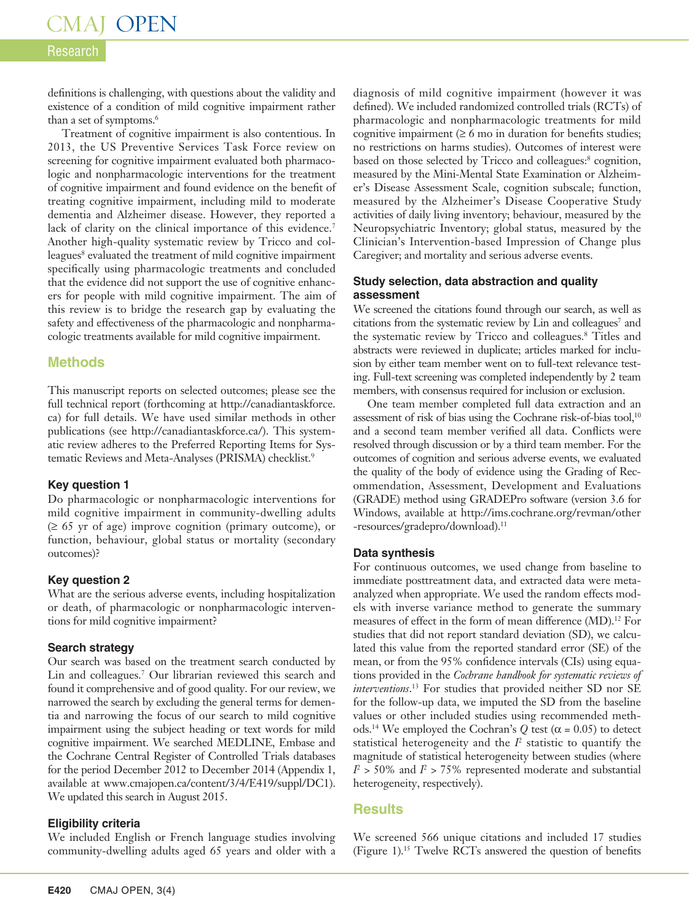definitions is challenging, with questions about the validity and existence of a condition of mild cognitive impairment rather than a set of symptoms.[6]

Treatment of cognitive impairment is also contentious. In 2013, the US Preventive Services Task Force review on screening for cognitive impairment evaluated both pharmacologic and nonpharmacologic interventions for the treatment of cognitive impairment and found evidence on the benefit of treating cognitive impairment, including mild to moderate dementia and Alzheimer disease. However, they reported a lack of clarity on the clinical importance of this evidence.[7] Another high-quality systematic review by Tricco and colleagues[8] evaluated the treatment of mild cognitive impairment specifically using pharmacologic treatments and concluded that the evidence did not support the use of cognitive enhancers for people with mild cognitive impairment. The aim of this review is to bridge the research gap by evaluating the safety and effectiveness of the pharmacologic and nonpharmacologic treatments available for mild cognitive impairment.

## Methods

This manuscript reports on selected outcomes; please see the full technical report (forthcoming at http://canadiantaskforce.ca) for full details. We have used similar methods in other publications (see http://canadiantaskforce.ca/). This systematic review adheres to the Preferred Reporting Items for Systematic Reviews and Meta-Analyses (PRISMA) checklist.[9]

### Key question 1

Do pharmacologic or nonpharmacologic interventions for mild cognitive impairment in community-dwelling adults (≥ 65 yr of age) improve cognition (primary outcome), or function, behaviour, global status or mortality (secondary outcomes)?

### Key question 2

What are the serious adverse events, including hospitalization or death, of pharmacologic or nonpharmacologic interventions for mild cognitive impairment?

### Search strategy

Our search was based on the treatment search conducted by Lin and colleagues.[7] Our librarian reviewed this search and found it comprehensive and of good quality. For our review, we narrowed the search by excluding the general terms for dementia and narrowing the focus of our search to mild cognitive impairment using the subject heading or text words for mild cognitive impairment. We searched MEDLINE, Embase and the Cochrane Central Register of Controlled Trials databases for the period December 2012 to December 2014 (Appendix 1, available at www.cmajopen.ca/content/3/4/E419/suppl/DC1). We updated this search in August 2015.

### Eligibility criteria

We included English or French language studies involving community-dwelling adults aged 65 years and older with a diagnosis of mild cognitive impairment (however it was defined). We included randomized controlled trials (RCTs) of pharmacologic and nonpharmacologic treatments for mild cognitive impairment (≥ 6 mo in duration for benefits studies; no restrictions on harms studies). Outcomes of interest were based on those selected by Tricco and colleagues:[8] cognition, measured by the Mini-Mental State Examination or Alzheimer's Disease Assessment Scale, cognition subscale; function, measured by the Alzheimer's Disease Cooperative Study activities of daily living inventory; behaviour, measured by the Neuropsychiatric Inventory; global status, measured by the Clinician's Intervention-based Impression of Change plus Caregiver; and mortality and serious adverse events.

### Study selection, data abstraction and quality assessment

We screened the citations found through our search, as well as citations from the systematic review by Lin and colleagues[7] and the systematic review by Tricco and colleagues.[8] Titles and abstracts were reviewed in duplicate; articles marked for inclusion by either team member went on to full-text relevance testing. Full-text screening was completed independently by 2 team members, with consensus required for inclusion or exclusion.

One team member completed full data extraction and an assessment of risk of bias using the Cochrane risk-of-bias tool,[10] and a second team member verified all data. Conflicts were resolved through discussion or by a third team member. For the outcomes of cognition and serious adverse events, we evaluated the quality of the body of evidence using the Grading of Recommendation, Assessment, Development and Evaluations (GRADE) method using GRADEPro software (version 3.6 for Windows, available at http://ims.cochrane.org/revman/other-resources/gradepro/download).[11]

### Data synthesis

For continuous outcomes, we used change from baseline to immediate posttreatment data, and extracted data were meta-analyzed when appropriate. We used the random effects models with inverse variance method to generate the summary measures of effect in the form of mean difference (MD).[12] For studies that did not report standard deviation (SD), we calculated this value from the reported standard error (SE) of the mean, or from the 95% confidence intervals (CIs) using equations provided in the *Cochrane handbook for systematic reviews of interventions*.[13] For studies that provided neither SD nor SE for the follow-up data, we imputed the SD from the baseline values or other included studies using recommended methods.[14] We employed the Cochran's $Q$ test ($\alpha = 0.05$) to detect statistical heterogeneity and the $I^2$ statistic to quantify the magnitude of statistical heterogeneity between studies (where $I^2 > 50\%$ and $I^2 > 75\%$ represented moderate and substantial heterogeneity, respectively).

## Results

We screened 566 unique citations and included 17 studies (Figure 1).[15] Twelve RCTs answered the question of benefits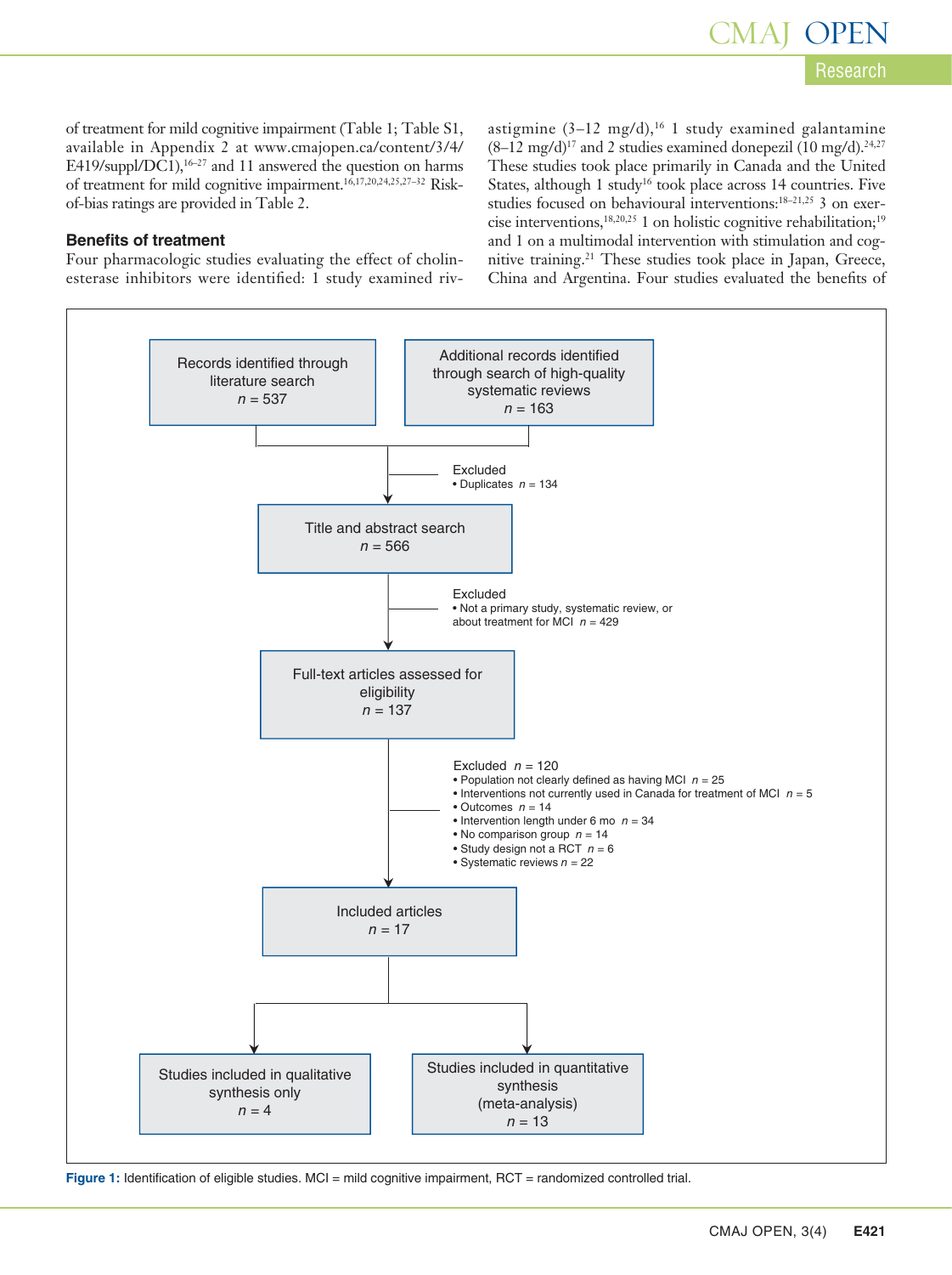of treatment for mild cognitive impairment (Table 1; Table S1, available in Appendix 2 at www.cmajopen.ca/content/3/4/E419/suppl/DC1),[16–27] and 11 answered the question on harms of treatment for mild cognitive impairment.[16,17,20,24,25,27–32] Risk-of-bias ratings are provided in Table 2.

### Benefits of treatment

Four pharmacologic studies evaluating the effect of cholinesterase inhibitors were identified: 1 study examined rivastigmine (3–12 mg/d),[16] 1 study examined galantamine (8–12 mg/d)[17] and 2 studies examined donepezil (10 mg/d).[24,27] These studies took place primarily in Canada and the United States, although 1 study[16] took place across 14 countries. Five studies focused on behavioural interventions:[18–21,25] 3 on exercise interventions,[18,20,25] 1 on holistic cognitive rehabilitation;[19] and 1 on a multimodal intervention with stimulation and cognitive training.[21] These studies took place in Japan, Greece, China and Argentina. Four studies evaluated the benefits of

Records identified through literature search
*n* = 537

Additional records identified through search of high-quality systematic reviews
*n* = 163

Excluded
- Duplicates *n* = 134

Title and abstract search
*n* = 566

Excluded
- Not a primary study, systematic review, or about treatment for MCI *n* = 429

Full-text articles assessed for eligibility
*n* = 137

Excluded *n* = 120
- Population not clearly defined as having MCI *n* = 25
- Interventions not currently used in Canada for treatment of MCI *n* = 5
- Outcomes *n* = 14
- Intervention length under 6 mo *n* = 34
- No comparison group *n* = 14
- Study design not a RCT *n* = 6
- Systematic reviews *n* = 22

Included articles
*n* = 17

Studies included in qualitative synthesis only
*n* = 4

Studies included in quantitative synthesis (meta-analysis)
*n* = 13

**Figure 1:** Identification of eligible studies. MCI = mild cognitive impairment, RCT = randomized controlled trial.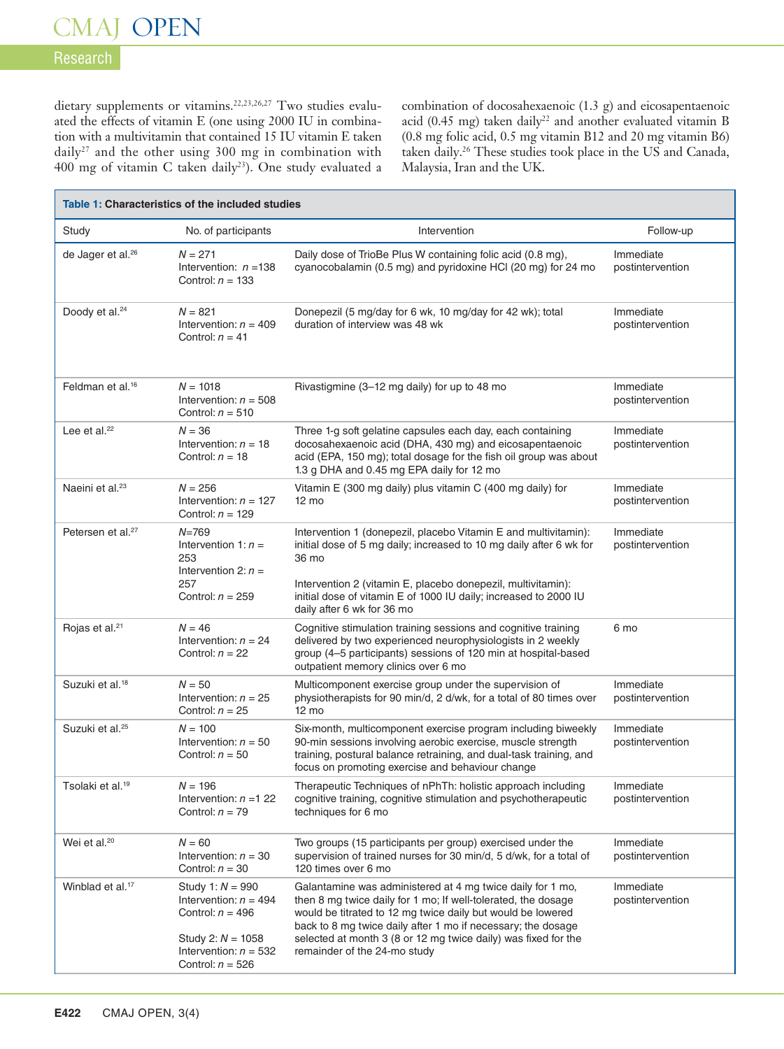dietary supplements or vitamins.[22,23,26,27] Two studies evaluated the effects of vitamin E (one using 2000 IU in combination with a multivitamin that contained 15 IU vitamin E taken daily[27] and the other using 300 mg in combination with 400 mg of vitamin C taken daily[23]). One study evaluated a combination of docosahexaenoic (1.3 g) and eicosapentaenoic acid (0.45 mg) taken daily[22] and another evaluated vitamin B (0.8 mg folic acid, 0.5 mg vitamin B12 and 20 mg vitamin B6) taken daily.[26] These studies took place in the US and Canada, Malaysia, Iran and the UK.

**Table 1: Characteristics of the included studies**

| Study | No. of participants | Intervention | Follow-up |
|---|---|---|---|
| de Jager et al.[26] | *N* = 271<br>Intervention: *n* =138<br>Control: *n* = 133 | Daily dose of TrioBe Plus W containing folic acid (0.8 mg), cyanocobalamin (0.5 mg) and pyridoxine HCl (20 mg) for 24 mo | Immediate postintervention |
| Doody et al.[24] | *N* = 821<br>Intervention: *n* = 409<br>Control: *n* = 41 | Donepezil (5 mg/day for 6 wk, 10 mg/day for 42 wk); total duration of interview was 48 wk | Immediate postintervention |
| Feldman et al.[16] | *N* = 1018<br>Intervention: *n* = 508<br>Control: *n* = 510 | Rivastigmine (3–12 mg daily) for up to 48 mo | Immediate postintervention |
| Lee et al.[22] | *N* = 36<br>Intervention: *n* = 18<br>Control: *n* = 18 | Three 1-g soft gelatine capsules each day, each containing docosahexaenoic acid (DHA, 430 mg) and eicosapentaenoic acid (EPA, 150 mg); total dosage for the fish oil group was about 1.3 g DHA and 0.45 mg EPA daily for 12 mo | Immediate postintervention |
| Naeini et al.[23] | *N* = 256<br>Intervention: *n* = 127<br>Control: *n* = 129 | Vitamin E (300 mg daily) plus vitamin C (400 mg daily) for 12 mo | Immediate postintervention |
| Petersen et al.[27] | *N*=769<br>Intervention 1: *n* = 253<br>Intervention 2: *n* = 257<br>Control: *n* = 259 | Intervention 1 (donepezil, placebo Vitamin E and multivitamin): initial dose of 5 mg daily; increased to 10 mg daily after 6 wk for 36 mo<br><br>Intervention 2 (vitamin E, placebo donepezil, multivitamin): initial dose of vitamin E of 1000 IU daily; increased to 2000 IU daily after 6 wk for 36 mo | Immediate postintervention |
| Rojas et al.[21] | *N* = 46<br>Intervention: *n* = 24<br>Control: *n* = 22 | Cognitive stimulation training sessions and cognitive training delivered by two experienced neurophysiologists in 2 weekly group (4–5 participants) sessions of 120 min at hospital-based outpatient memory clinics over 6 mo | 6 mo |
| Suzuki et al.[18] | *N* = 50<br>Intervention: *n* = 25<br>Control: *n* = 25 | Multicomponent exercise group under the supervision of physiotherapists for 90 min/d, 2 d/wk, for a total of 80 times over 12 mo | Immediate postintervention |
| Suzuki et al.[25] | *N* = 100<br>Intervention: *n* = 50<br>Control: *n* = 50 | Six-month, multicomponent exercise program including biweekly 90-min sessions involving aerobic exercise, muscle strength training, postural balance retraining, and dual-task training, and focus on promoting exercise and behaviour change | Immediate postintervention |
| Tsolaki et al.[19] | *N* = 196<br>Intervention: *n* =1 22<br>Control: *n* = 79 | Therapeutic Techniques of nPhTh: holistic approach including cognitive training, cognitive stimulation and psychotherapeutic techniques for 6 mo | Immediate postintervention |
| Wei et al.[20] | *N* = 60<br>Intervention: *n* = 30<br>Control: *n* = 30 | Two groups (15 participants per group) exercised under the supervision of trained nurses for 30 min/d, 5 d/wk, for a total of 120 times over 6 mo | Immediate postintervention |
| Winblad et al.[17] | Study 1: *N* = 990<br>Intervention: *n* = 494<br>Control: *n* = 496<br><br>Study 2: *N* = 1058<br>Intervention: *n* = 532<br>Control: *n* = 526 | Galantamine was administered at 4 mg twice daily for 1 mo, then 8 mg twice daily for 1 mo; If well-tolerated, the dosage would be titrated to 12 mg twice daily but would be lowered back to 8 mg twice daily after 1 mo if necessary; the dosage selected at month 3 (8 or 12 mg twice daily) was fixed for the remainder of the 24-mo study | Immediate postintervention |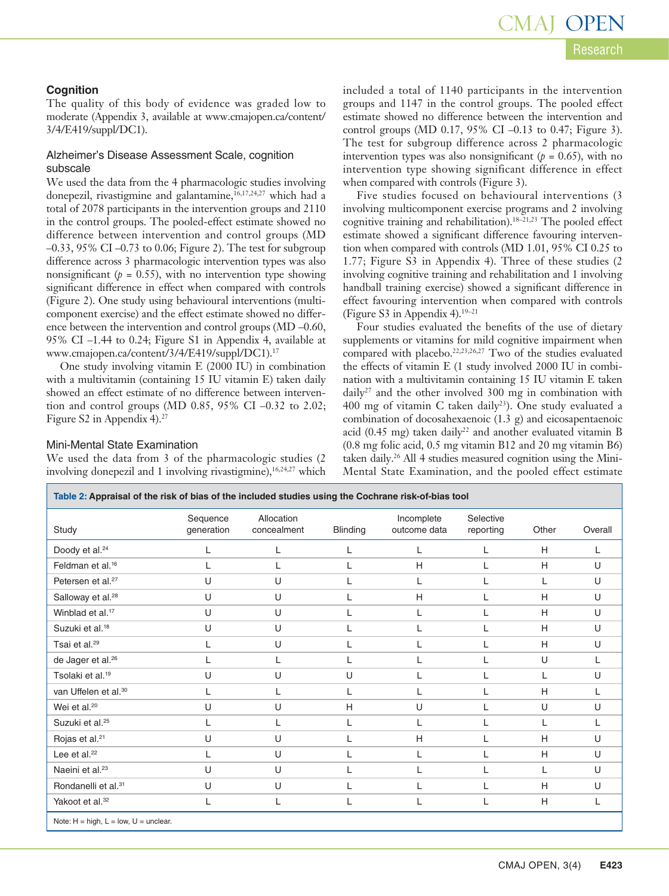### Cognition

The quality of this body of evidence was graded low to moderate (Appendix 3, available at www.cmajopen.ca/content/3/4/E419/suppl/DC1).

#### Alzheimer's Disease Assessment Scale, cognition subscale

We used the data from the 4 pharmacologic studies involving donepezil, rivastigmine and galantamine,[16,17,24,27] which had a total of 2078 participants in the intervention groups and 2110 in the control groups. The pooled-effect estimate showed no difference between intervention and control groups (MD –0.33, 95% CI –0.73 to 0.06; Figure 2). The test for subgroup difference across 3 pharmacologic intervention types was also nonsignificant ($p$ = 0.55), with no intervention type showing significant difference in effect when compared with controls (Figure 2). One study using behavioural interventions (multicomponent exercise) and the effect estimate showed no difference between the intervention and control groups (MD –0.60, 95% CI –1.44 to 0.24; Figure S1 in Appendix 4, available at www.cmajopen.ca/content/3/4/E419/suppl/DC1).[17]

One study involving vitamin E (2000 IU) in combination with a multivitamin (containing 15 IU vitamin E) taken daily showed an effect estimate of no difference between intervention and control groups (MD 0.85, 95% CI –0.32 to 2.02; Figure S2 in Appendix 4).[27]

#### Mini-Mental State Examination

We used the data from 3 of the pharmacologic studies (2 involving donepezil and 1 involving rivastigmine),[16,24,27] which included a total of 1140 participants in the intervention groups and 1147 in the control groups. The pooled effect estimate showed no difference between the intervention and control groups (MD 0.17, 95% CI –0.13 to 0.47; Figure 3). The test for subgroup difference across 2 pharmacologic intervention types was also nonsignificant ($p$ = 0.65), with no intervention type showing significant difference in effect when compared with controls (Figure 3).

Five studies focused on behavioural interventions (3 involving multicomponent exercise programs and 2 involving cognitive training and rehabilitation).[18–21,23] The pooled effect estimate showed a significant difference favouring intervention when compared with controls (MD 1.01, 95% CI 0.25 to 1.77; Figure S3 in Appendix 4). Three of these studies (2 involving cognitive training and rehabilitation and 1 involving handball training exercise) showed a significant difference in effect favouring intervention when compared with controls (Figure S3 in Appendix 4).[19–21]

Four studies evaluated the benefits of the use of dietary supplements or vitamins for mild cognitive impairment when compared with placebo.[22,23,26,27] Two of the studies evaluated the effects of vitamin E (1 study involved 2000 IU in combination with a multivitamin containing 15 IU vitamin E taken daily[27] and the other involved 300 mg in combination with 400 mg of vitamin C taken daily[23]). One study evaluated a combination of docosahexaenoic (1.3 g) and eicosapentaenoic acid (0.45 mg) taken daily[22] and another evaluated vitamin B (0.8 mg folic acid, 0.5 mg vitamin B12 and 20 mg vitamin B6) taken daily.[26] All 4 studies measured cognition using the Mini-Mental State Examination, and the pooled effect estimate

**Table 2: Appraisal of the risk of bias of the included studies using the Cochrane risk-of-bias tool**

| Study | Sequence generation | Allocation concealment | Blinding | Incomplete outcome data | Selective reporting | Other | Overall |
|---|---|---|---|---|---|---|---|
| Doody et al.[24] | L | L | L | L | L | H | L |
| Feldman et al.[16] | L | L | L | H | L | H | U |
| Petersen et al.[27] | U | U | L | L | L | L | U |
| Salloway et al.[28] | U | U | L | H | L | H | U |
| Winblad et al.[17] | U | U | L | L | L | H | U |
| Suzuki et al.[18] | U | U | L | L | L | H | U |
| Tsai et al.[29] | L | U | L | L | L | H | U |
| de Jager et al.[26] | L | L | L | L | L | U | L |
| Tsolaki et al.[19] | U | U | U | L | L | L | U |
| van Uffelen et al.[30] | L | L | L | L | L | H | L |
| Wei et al.[20] | U | U | H | U | L | U | U |
| Suzuki et al.[25] | L | L | L | L | L | L | L |
| Rojas et al.[21] | U | U | L | H | L | H | U |
| Lee et al.[22] | L | U | L | L | L | H | U |
| Naeini et al.[23] | U | U | L | L | L | L | U |
| Rondanelli et al.[31] | U | U | L | L | L | H | U |
| Yakoot et al.[32] | L | L | L | L | L | H | L |

Note: H = high, L = low, U = unclear.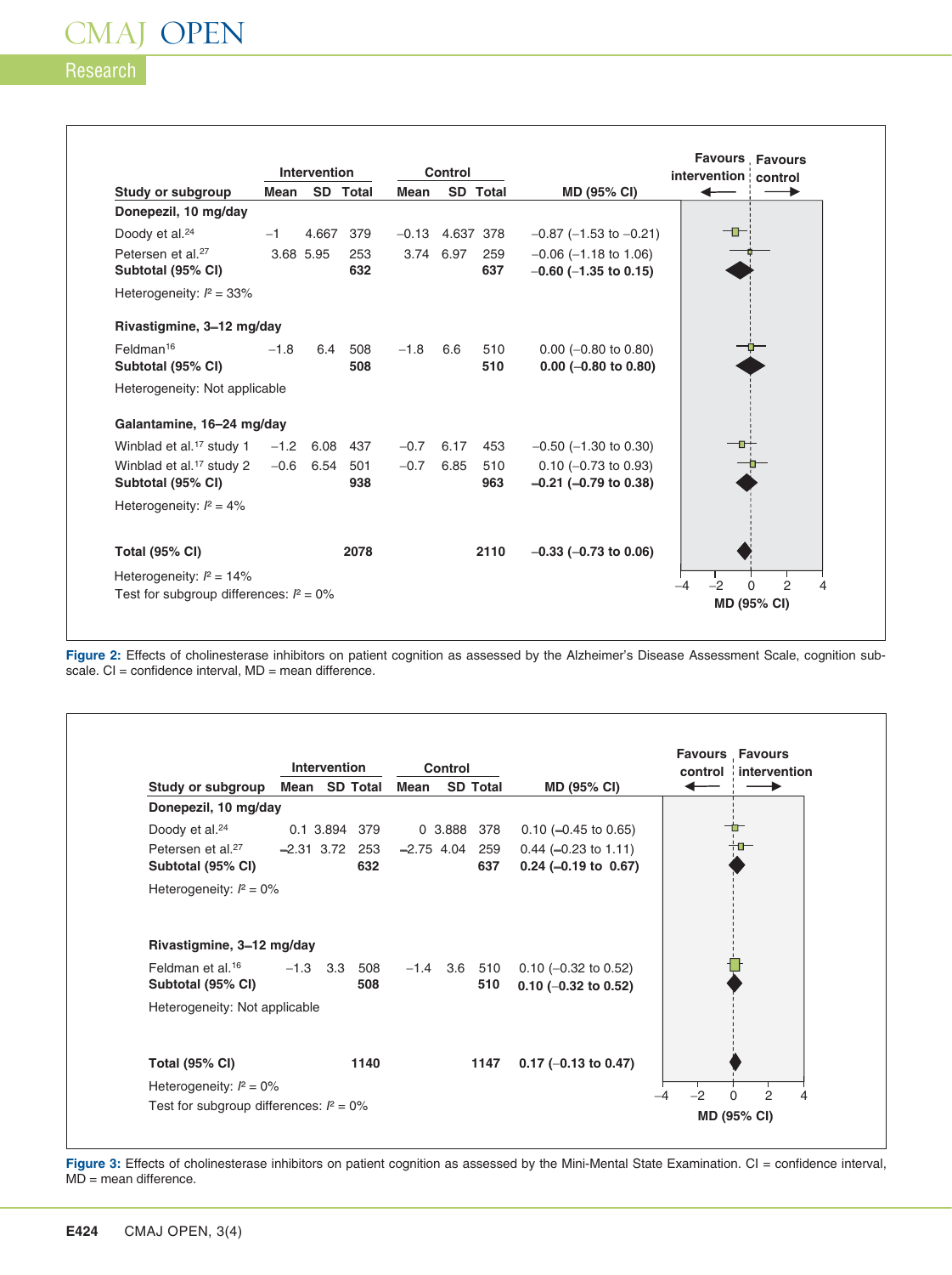| Study or subgroup | Intervention Mean | Intervention SD | Intervention Total | Control Mean | Control SD | Control Total | MD (95% CI) |
|---|---|---|---|---|---|---|---|
| **Donepezil, 10 mg/day** | | | | | | | |
| Doody et al.[24] | −1 | 4.667 | 379 | −0.13 | 4.637 | 378 | −0.87 (−1.53 to −0.21) |
| Petersen et al.[27] | 3.68 | 5.95 | 253 | 3.74 | 6.97 | 259 | −0.06 (−1.18 to 1.06) |
| **Subtotal (95% CI)** | | | **632** | | | **637** | **−0.60 (−1.35 to 0.15)** |
| Heterogeneity: $I^2$ = 33% | | | | | | | |
| **Rivastigmine, 3–12 mg/day** | | | | | | | |
| Feldman[16] | −1.8 | 6.4 | 508 | −1.8 | 6.6 | 510 | 0.00 (−0.80 to 0.80) |
| **Subtotal (95% CI)** | | | **508** | | | **510** | **0.00 (−0.80 to 0.80)** |
| Heterogeneity: Not applicable | | | | | | | |
| **Galantamine, 16–24 mg/day** | | | | | | | |
| Winblad et al.[17] study 1 | −1.2 | 6.08 | 437 | −0.7 | 6.17 | 453 | −0.50 (−1.30 to 0.30) |
| Winblad et al.[17] study 2 | −0.6 | 6.54 | 501 | −0.7 | 6.85 | 510 | 0.10 (−0.73 to 0.93) |
| **Subtotal (95% CI)** | | | **938** | | | **963** | **−0.21 (−0.79 to 0.38)** |
| Heterogeneity: $I^2$ = 4% | | | | | | | |
| **Total (95% CI)** | | | **2078** | | | **2110** | **−0.33 (−0.73 to 0.06)** |
| Heterogeneity: $I^2$ = 14% | | | | | | | |
| Test for subgroup differences: $I^2$ = 0% | | | | | | | |

Favours intervention | Favours control — MD (95% CI), axis −4 to 4

**Figure 2:** Effects of cholinesterase inhibitors on patient cognition as assessed by the Alzheimer's Disease Assessment Scale, cognition subscale. CI = confidence interval, MD = mean difference.

| Study or subgroup | Intervention Mean | Intervention SD | Intervention Total | Control Mean | Control SD | Control Total | MD (95% CI) |
|---|---|---|---|---|---|---|---|
| **Donepezil, 10 mg/day** | | | | | | | |
| Doody et al.[24] | 0.1 | 3.894 | 379 | 0 | 3.888 | 378 | 0.10 (−0.45 to 0.65) |
| Petersen et al.[27] | −2.31 | 3.72 | 253 | −2.75 | 4.04 | 259 | 0.44 (−0.23 to 1.11) |
| **Subtotal (95% CI)** | | | **632** | | | **637** | **0.24 (−0.19 to 0.67)** |
| Heterogeneity: $I^2$ = 0% | | | | | | | |
| **Rivastigmine, 3–12 mg/day** | | | | | | | |
| Feldman et al.[16] | −1.3 | 3.3 | 508 | −1.4 | 3.6 | 510 | 0.10 (−0.32 to 0.52) |
| **Subtotal (95% CI)** | | | **508** | | | **510** | **0.10 (−0.32 to 0.52)** |
| Heterogeneity: Not applicable | | | | | | | |
| **Total (95% CI)** | | | **1140** | | | **1147** | **0.17 (−0.13 to 0.47)** |
| Heterogeneity: $I^2$ = 0% | | | | | | | |
| Test for subgroup differences: $I^2$ = 0% | | | | | | | |

Favours control | Favours intervention — MD (95% CI), axis −4 to 4

**Figure 3:** Effects of cholinesterase inhibitors on patient cognition as assessed by the Mini-Mental State Examination. CI = confidence interval, MD = mean difference.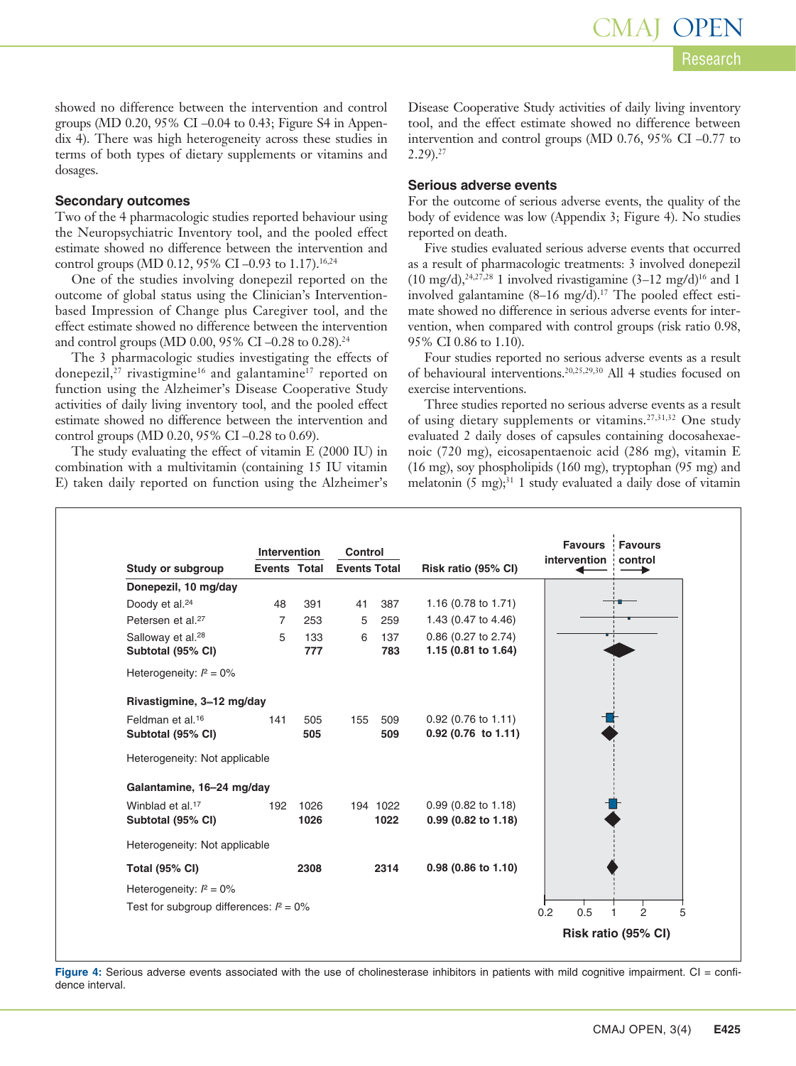showed no difference between the intervention and control groups (MD 0.20, 95% CI –0.04 to 0.43; Figure S4 in Appendix 4). There was high heterogeneity across these studies in terms of both types of dietary supplements or vitamins and dosages.

### Secondary outcomes

Two of the 4 pharmacologic studies reported behaviour using the Neuropsychiatric Inventory tool, and the pooled effect estimate showed no difference between the intervention and control groups (MD 0.12, 95% CI –0.93 to 1.17).[16,24]

One of the studies involving donepezil reported on the outcome of global status using the Clinician's Intervention-based Impression of Change plus Caregiver tool, and the effect estimate showed no difference between the intervention and control groups (MD 0.00, 95% CI –0.28 to 0.28).[24]

The 3 pharmacologic studies investigating the effects of donepezil,[27] rivastigmine[16] and galantamine[17] reported on function using the Alzheimer's Disease Cooperative Study activities of daily living inventory tool, and the pooled effect estimate showed no difference between the intervention and control groups (MD 0.20, 95% CI –0.28 to 0.69).

The study evaluating the effect of vitamin E (2000 IU) in combination with a multivitamin (containing 15 IU vitamin E) taken daily reported on function using the Alzheimer's Disease Cooperative Study activities of daily living inventory tool, and the effect estimate showed no difference between intervention and control groups (MD 0.76, 95% CI –0.77 to 2.29).[27]

### Serious adverse events

For the outcome of serious adverse events, the quality of the body of evidence was low (Appendix 3; Figure 4). No studies reported on death.

Five studies evaluated serious adverse events that occurred as a result of pharmacologic treatments: 3 involved donepezil (10 mg/d),[24,27,28] 1 involved rivastigamine (3–12 mg/d)[16] and 1 involved galantamine (8–16 mg/d).[17] The pooled effect estimate showed no difference in serious adverse events for intervention, when compared with control groups (risk ratio 0.98, 95% CI 0.86 to 1.10).

Four studies reported no serious adverse events as a result of behavioural interventions.[20,25,29,30] All 4 studies focused on exercise interventions.

Three studies reported no serious adverse events as a result of using dietary supplements or vitamins.[27,31,32] One study evaluated 2 daily doses of capsules containing docosahexaenoic (720 mg), eicosapentaenoic acid (286 mg), vitamin E (16 mg), soy phospholipids (160 mg), tryptophan (95 mg) and melatonin (5 mg);[31] 1 study evaluated a daily dose of vitamin

| Study or subgroup | Intervention Events | Intervention Total | Control Events | Control Total | Risk ratio (95% CI) |
|---|---|---|---|---|---|
| **Donepezil, 10 mg/day** | | | | | |
| Doody et al.[24] | 48 | 391 | 41 | 387 | 1.16 (0.78 to 1.71) |
| Petersen et al.[27] | 7 | 253 | 5 | 259 | 1.43 (0.47 to 4.46) |
| Salloway et al.[28] | 5 | 133 | 6 | 137 | 0.86 (0.27 to 2.74) |
| **Subtotal (95% CI)** | | **777** | | **783** | **1.15 (0.81 to 1.64)** |
| Heterogeneity: $I^2$ = 0% | | | | | |
| **Rivastigmine, 3–12 mg/day** | | | | | |
| Feldman et al.[16] | 141 | 505 | 155 | 509 | 0.92 (0.76 to 1.11) |
| **Subtotal (95% CI)** | | **505** | | **509** | **0.92 (0.76 to 1.11)** |
| Heterogeneity: Not applicable | | | | | |
| **Galantamine, 16–24 mg/day** | | | | | |
| Winblad et al.[17] | 192 | 1026 | 194 | 1022 | 0.99 (0.82 to 1.18) |
| **Subtotal (95% CI)** | | **1026** | | **1022** | **0.99 (0.82 to 1.18)** |
| Heterogeneity: Not applicable | | | | | |
| **Total (95% CI)** | | **2308** | | **2314** | **0.98 (0.86 to 1.10)** |
| Heterogeneity: $I^2$ = 0% | | | | | |
| Test for subgroup differences: $I^2$ = 0% | | | | | |

Risk ratio (95% CI) axis: 0.2, 0.5, 1, 2, 5 — Favours intervention / Favours control

**Figure 4:** Serious adverse events associated with the use of cholinesterase inhibitors in patients with mild cognitive impairment. CI = confidence interval.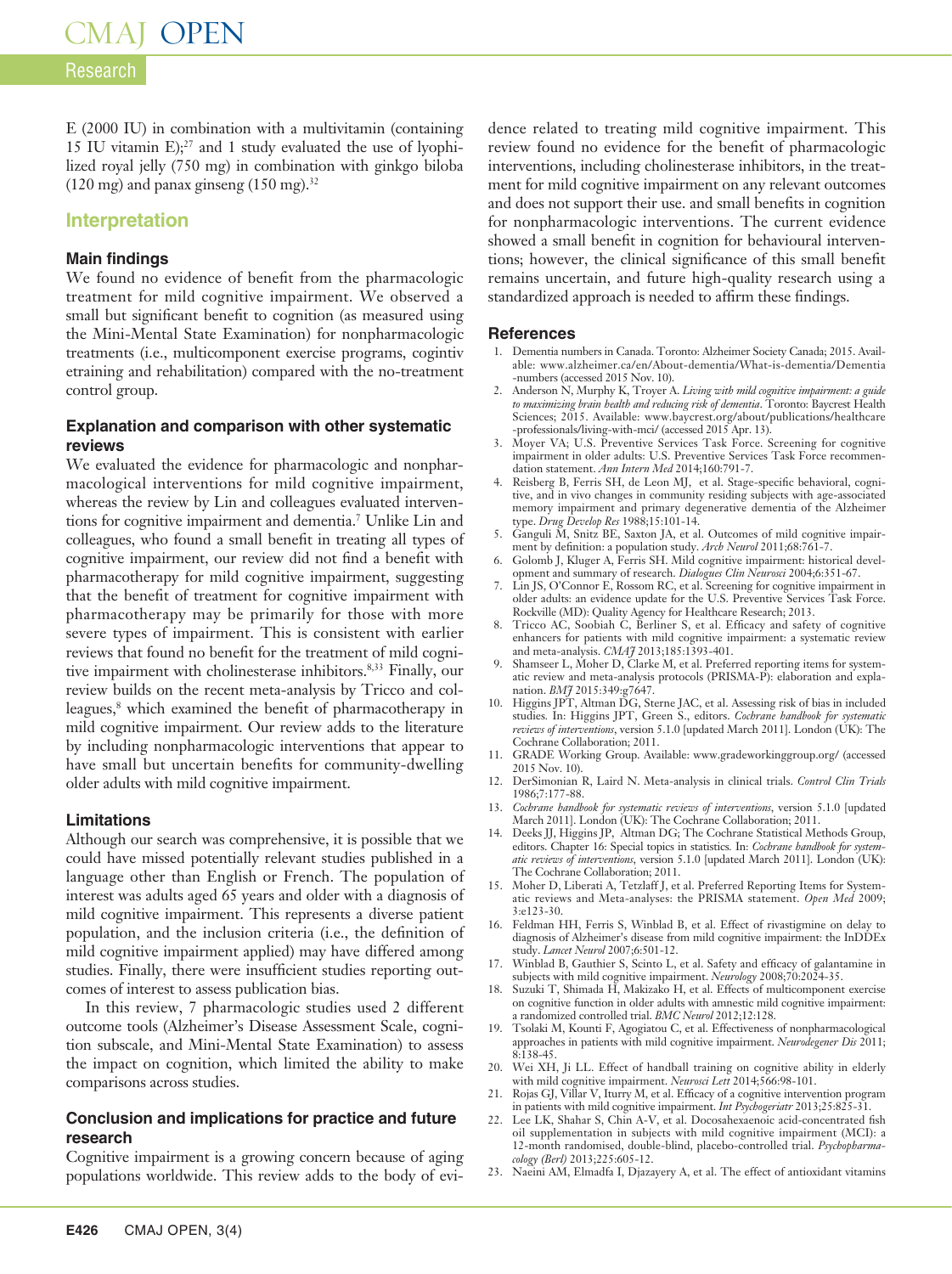E (2000 IU) in combination with a multivitamin (containing 15 IU vitamin E);[27] and 1 study evaluated the use of lyophilized royal jelly (750 mg) in combination with ginkgo biloba (120 mg) and panax ginseng (150 mg).[32]

## Interpretation

### Main findings

We found no evidence of benefit from the pharmacologic treatment for mild cognitive impairment. We observed a small but significant benefit to cognition (as measured using the Mini-Mental State Examination) for nonpharmacologic treatments (i.e., multicomponent exercise programs, cognitiv etraining and rehabilitation) compared with the no-treatment control group.

### Explanation and comparison with other systematic reviews

We evaluated the evidence for pharmacologic and nonpharmacological interventions for mild cognitive impairment, whereas the review by Lin and colleagues evaluated interventions for cognitive impairment and dementia.[7] Unlike Lin and colleagues, who found a small benefit in treating all types of cognitive impairment, our review did not find a benefit with pharmacotherapy for mild cognitive impairment, suggesting that the benefit of treatment for cognitive impairment with pharmacotherapy may be primarily for those with more severe types of impairment. This is consistent with earlier reviews that found no benefit for the treatment of mild cognitive impairment with cholinesterase inhibitors.[8,33] Finally, our review builds on the recent meta-analysis by Tricco and colleagues,[8] which examined the benefit of pharmacotherapy in mild cognitive impairment. Our review adds to the literature by including nonpharmacologic interventions that appear to have small but uncertain benefits for community-dwelling older adults with mild cognitive impairment.

### Limitations

Although our search was comprehensive, it is possible that we could have missed potentially relevant studies published in a language other than English or French. The population of interest was adults aged 65 years and older with a diagnosis of mild cognitive impairment. This represents a diverse patient population, and the inclusion criteria (i.e., the definition of mild cognitive impairment applied) may have differed among studies. Finally, there were insufficient studies reporting outcomes of interest to assess publication bias.

In this review, 7 pharmacologic studies used 2 different outcome tools (Alzheimer's Disease Assessment Scale, cognition subscale, and Mini-Mental State Examination) to assess the impact on cognition, which limited the ability to make comparisons across studies.

### Conclusion and implications for practice and future research

Cognitive impairment is a growing concern because of aging populations worldwide. This review adds to the body of evidence related to treating mild cognitive impairment. This review found no evidence for the benefit of pharmacologic interventions, including cholinesterase inhibitors, in the treatment for mild cognitive impairment on any relevant outcomes and does not support their use. and small benefits in cognition for nonpharmacologic interventions. The current evidence showed a small benefit in cognition for behavioural interventions; however, the clinical significance of this small benefit remains uncertain, and future high-quality research using a standardized approach is needed to affirm these findings.

## References

1. Dementia numbers in Canada. Toronto: Alzheimer Society Canada; 2015. Available: www.alzheimer.ca/en/About-dementia/What-is-dementia/Dementia-numbers (accessed 2015 Nov. 10).
2. Anderson N, Murphy K, Troyer A. *Living with mild cognitive impairment: a guide to maximizing brain health and reducing risk of dementia*. Toronto: Baycrest Health Sciences; 2015. Available: www.baycrest.org/about/publications/healthcare-professionals/living-with-mci/ (accessed 2015 Apr. 13).
3. Moyer VA; U.S. Preventive Services Task Force. Screening for cognitive impairment in older adults: U.S. Preventive Services Task Force recommendation statement. *Ann Intern Med* 2014;160:791-7.
4. Reisberg B, Ferris SH, de Leon MJ, et al. Stage-specific behavioral, cognitive, and in vivo changes in community residing subjects with age-associated memory impairment and primary degenerative dementia of the Alzheimer type. *Drug Develop Res* 1988;15:101-14.
5. Ganguli M, Snitz BE, Saxton JA, et al. Outcomes of mild cognitive impairment by definition: a population study. *Arch Neurol* 2011;68:761-7.
6. Golomb J, Kluger A, Ferris SH. Mild cognitive impairment: historical development and summary of research. *Dialogues Clin Neurosci* 2004;6:351-67.
7. Lin JS, O'Connor E, Rossom RC, et al. Screening for cognitive impairment in older adults: an evidence update for the U.S. Preventive Services Task Force. Rockville (MD): Quality Agency for Healthcare Research; 2013.
8. Tricco AC, Soobiah C, Berliner S, et al. Efficacy and safety of cognitive enhancers for patients with mild cognitive impairment: a systematic review and meta-analysis. *CMAJ* 2013;185:1393-401.
9. Shamseer L, Moher D, Clarke M, et al. Preferred reporting items for systematic review and meta-analysis protocols (PRISMA-P): elaboration and explanation. *BMJ* 2015:349:g7647.
10. Higgins JPT, Altman DG, Sterne JAC, et al. Assessing risk of bias in included studies. In: Higgins JPT, Green S., editors. *Cochrane handbook for systematic reviews of interventions*, version 5.1.0 [updated March 2011]. London (UK): The Cochrane Collaboration; 2011.
11. GRADE Working Group. Available: www.gradeworkinggroup.org/ (accessed 2015 Nov. 10).
12. DerSimonian R, Laird N. Meta-analysis in clinical trials. *Control Clin Trials* 1986;7:177-88.
13. *Cochrane handbook for systematic reviews of interventions*, version 5.1.0 [updated March 2011]. London (UK): The Cochrane Collaboration; 2011.
14. Deeks JJ, Higgins JP, Altman DG; The Cochrane Statistical Methods Group, editors. Chapter 16: Special topics in statistics. In: *Cochrane handbook for systematic reviews of interventions*, version 5.1.0 [updated March 2011]. London (UK): The Cochrane Collaboration; 2011.
15. Moher D, Liberati A, Tetzlaff J, et al. Preferred Reporting Items for Systematic reviews and Meta-analyses: the PRISMA statement. *Open Med* 2009; 3:e123-30.
16. Feldman HH, Ferris S, Winblad B, et al. Effect of rivastigmine on delay to diagnosis of Alzheimer's disease from mild cognitive impairment: the InDDEx study. *Lancet Neurol* 2007;6:501-12.
17. Winblad B, Gauthier S, Scinto L, et al. Safety and efficacy of galantamine in subjects with mild cognitive impairment. *Neurology* 2008;70:2024-35.
18. Suzuki T, Shimada H, Makizako H, et al. Effects of multicomponent exercise on cognitive function in older adults with amnestic mild cognitive impairment: a randomized controlled trial. *BMC Neurol* 2012;12:128.
19. Tsolaki M, Kounti F, Agogiatou C, et al. Effectiveness of nonpharmacological approaches in patients with mild cognitive impairment. *Neurodegener Dis* 2011; 8:138-45.
20. Wei XH, Ji LL. Effect of handball training on cognitive ability in elderly with mild cognitive impairment. *Neurosci Lett* 2014;566:98-101.
21. Rojas GJ, Villar V, Iturry M, et al. Efficacy of a cognitive intervention program in patients with mild cognitive impairment. *Int Psychogeriatr* 2013;25:825-31.
22. Lee LK, Shahar S, Chin A-V, et al. Docosahexaenoic acid-concentrated fish oil supplementation in subjects with mild cognitive impairment (MCI): a 12-month randomised, double-blind, placebo-controlled trial. *Psychopharmacology (Berl)* 2013;225:605-12.
23. Naeini AM, Elmadfa I, Djazayery A, et al. The effect of antioxidant vitamins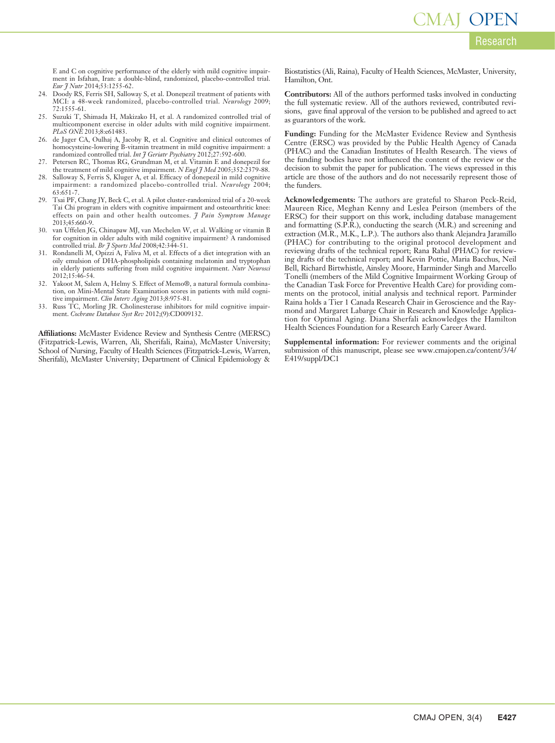E and C on cognitive performance of the elderly with mild cognitive impairment in Isfahan, Iran: a double-blind, randomized, placebo-controlled trial. *Eur J Nutr* 2014;53:1255-62.

24. Doody RS, Ferris SH, Salloway S, et al. Donepezil treatment of patients with MCI: a 48-week randomized, placebo-controlled trial. *Neurology* 2009; 72:1555-61.
25. Suzuki T, Shimada H, Makizako H, et al. A randomized controlled trial of multicomponent exercise in older adults with mild cognitive impairment. *PLoS ONE* 2013;8:e61483.
26. de Jager CA, Oulhaj A, Jacoby R, et al. Cognitive and clinical outcomes of homocysteine-lowering B-vitamin treatment in mild cognitive impairment: a randomized controlled trial. *Int J Geriatr Psychiatry* 2012;27:592-600.
27. Petersen RC, Thomas RG, Grundman M, et al. Vitamin E and donepezil for the treatment of mild cognitive impairment. *N Engl J Med* 2005;352:2379-88.
28. Salloway S, Ferris S, Kluger A, et al. Efficacy of donepezil in mild cognitive impairment: a randomized placebo-controlled trial. *Neurology* 2004; 63:651-7.
29. Tsai PF, Chang JY, Beck C, et al. A pilot cluster-randomized trial of a 20-week Tai Chi program in elders with cognitive impairment and osteoarthritic knee: effects on pain and other health outcomes. *J Pain Symptom Manage* 2013;45:660-9.
30. van Uffelen JG, Chinapaw MJ, van Mechelen W, et al. Walking or vitamin B for cognition in older adults with mild cognitive impairment? A randomised controlled trial. *Br J Sports Med* 2008;42:344-51.
31. Rondanelli M, Opizzi A, Faliva M, et al. Effects of a diet integration with an oily emulsion of DHA-phospholipids containing melatonin and tryptophan in elderly patients suffering from mild cognitive impairment. *Nutr Neurosci* 2012;15:46-54.
32. Yakoot M, Salem A, Helmy S. Effect of Memo®, a natural formula combination, on Mini-Mental State Examination scores in patients with mild cognitive impairment. *Clin Interv Aging* 2013;8:975-81.
33. Russ TC, Morling JR. Cholinesterase inhibitors for mild cognitive impairment. *Cochrane Database Syst Rev* 2012;(9):CD009132.

**Affiliations:** McMaster Evidence Review and Synthesis Centre (MERSC) (Fitzpatrick-Lewis, Warren, Ali, Sherifali, Raina), McMaster University; School of Nursing, Faculty of Health Sciences (Fitzpatrick-Lewis, Warren, Sherifali), McMaster University; Department of Clinical Epidemiology & Biostatistics (Ali, Raina), Faculty of Health Sciences, McMaster, University, Hamilton, Ont.

**Contributors:** All of the authors performed tasks involved in conducting the full systematic review. All of the authors reviewed, contributed revisions, gave final approval of the version to be published and agreed to act as guarantors of the work.

**Funding:** Funding for the McMaster Evidence Review and Synthesis Centre (ERSC) was provided by the Public Health Agency of Canada (PHAC) and the Canadian Institutes of Health Research. The views of the funding bodies have not influenced the content of the review or the decision to submit the paper for publication. The views expressed in this article are those of the authors and do not necessarily represent those of the funders.

**Acknowledgements:** The authors are grateful to Sharon Peck-Reid, Maureen Rice, Meghan Kenny and Leslea Peirson (members of the ERSC) for their support on this work, including database management and formatting (S.P.R.), conducting the search (M.R.) and screening and extraction (M.R., M.K., L.P.). The authors also thank Alejandra Jaramillo (PHAC) for contributing to the original protocol development and reviewing drafts of the technical report; Rana Rahal (PHAC) for reviewing drafts of the technical report; and Kevin Pottie, Maria Bacchus, Neil Bell, Richard Birtwhistle, Ainsley Moore, Harminder Singh and Marcello Tonelli (members of the Mild Cognitive Impairment Working Group of the Canadian Task Force for Preventive Health Care) for providing comments on the protocol, initial analysis and technical report. Parminder Raina holds a Tier 1 Canada Research Chair in Geroscience and the Raymond and Margaret Labarge Chair in Research and Knowledge Application for Optimal Aging. Diana Sherfali acknowledges the Hamilton Health Sciences Foundation for a Research Early Career Award.

**Supplemental information:** For reviewer comments and the original submission of this manuscript, please see www.cmajopen.ca/content/3/4/E419/suppl/DC1